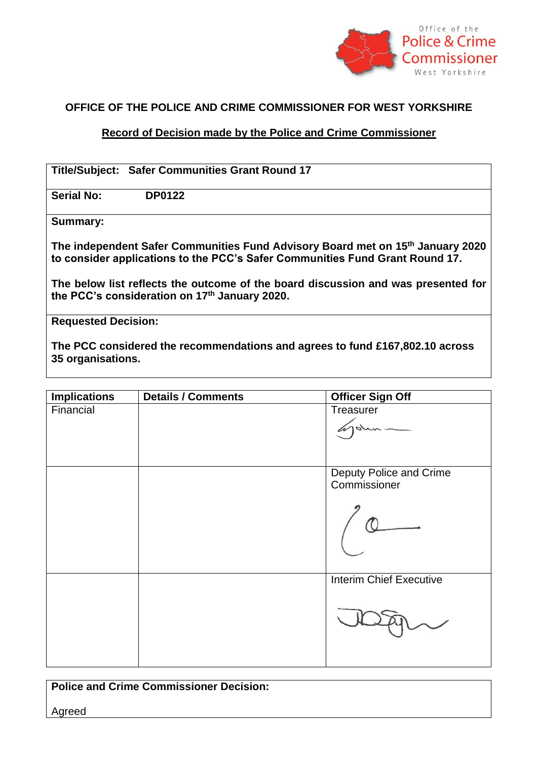Office of the **Police & Crime Commissioner** West Yorkshire

## OFFICE OF THE POLICE AND CRIME COMMISSIONER FOR WEST YORKSHIRE

### Record of Decision made by the Police and Crime Commissioner

**Title/Subject:** **Safer Communities Grant Round 17**

**Serial No:** **DP0122**

**Summary:**

**The independent Safer Communities Fund Advisory Board met on 15th January 2020 to consider applications to the PCC's Safer Communities Fund Grant Round 17.**

**The below list reflects the outcome of the board discussion and was presented for the PCC's consideration on 17th January 2020.**

**Requested Decision:**

**The PCC considered the recommendations and agrees to fund £167,802.10 across 35 organisations.**

| Implications | Details / Comments | Officer Sign Off |
|---|---|---|
| Financial | | Treasurer (signed) |
| | | Deputy Police and Crime Commissioner (signed) |
| | | Interim Chief Executive (signed) |

**Police and Crime Commissioner Decision:**

Agreed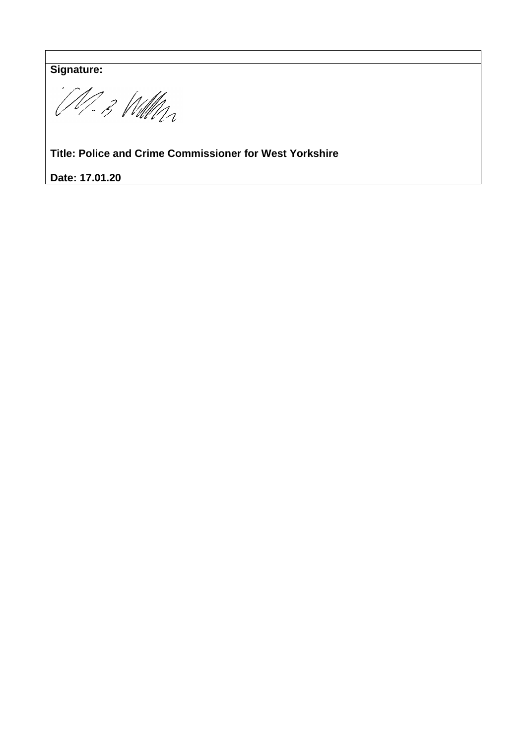**Signature:**

**Title: Police and Crime Commissioner for West Yorkshire**

**Date: 17.01.20**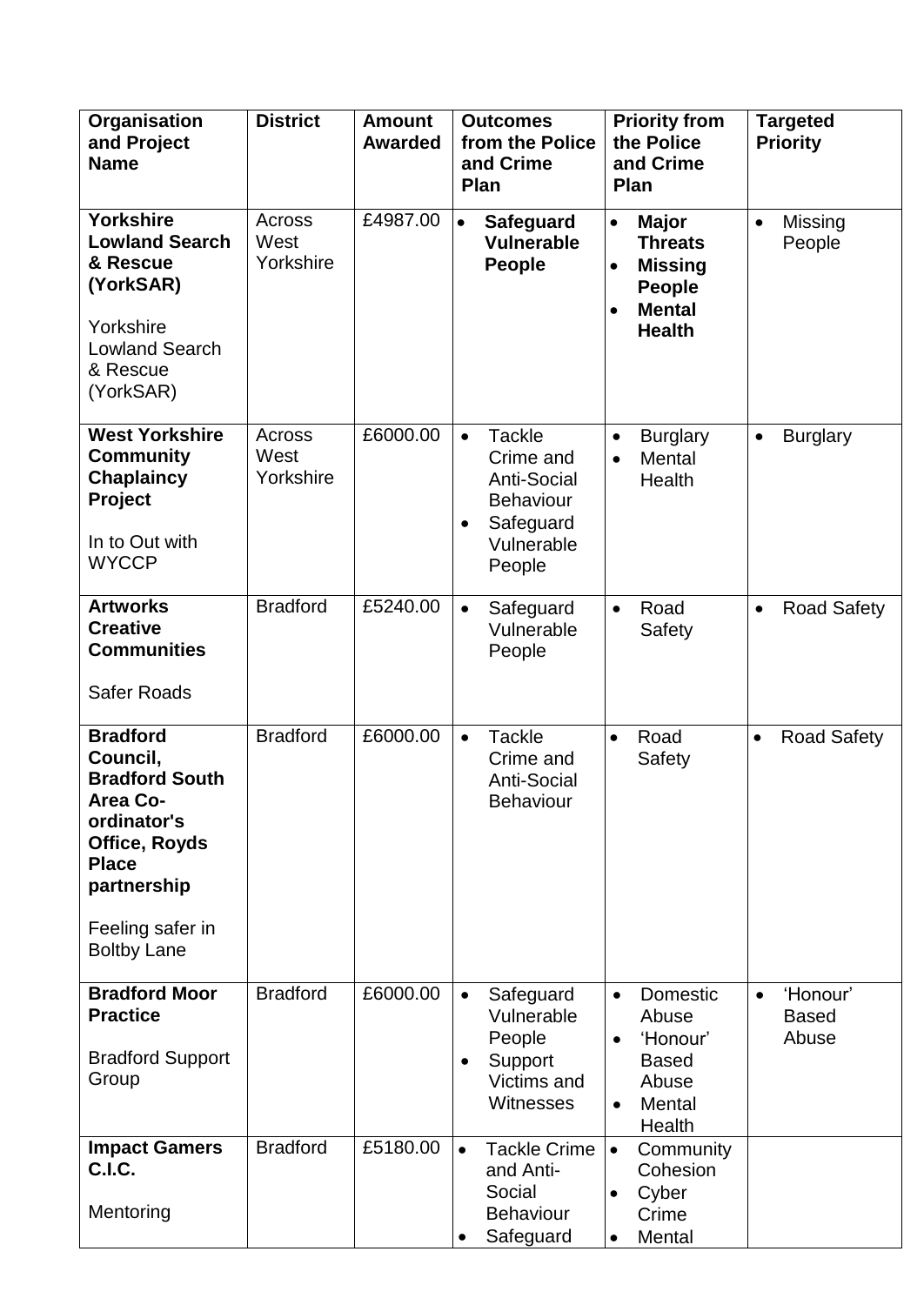| Organisation and Project Name | District | Amount Awarded | Outcomes from the Police and Crime Plan | Priority from the Police and Crime Plan | Targeted Priority |
|---|---|---|---|---|---|
| **Yorkshire Lowland Search & Rescue (YorkSAR)**<br><br>Yorkshire Lowland Search & Rescue (YorkSAR) | Across West Yorkshire | £4987.00 | • **Safeguard Vulnerable People** | • **Major Threats**<br>• **Missing People**<br>• **Mental Health** | • Missing People |
| **West Yorkshire Community Chaplaincy Project**<br><br>In to Out with WYCCP | Across West Yorkshire | £6000.00 | • Tackle Crime and Anti-Social Behaviour<br>• Safeguard Vulnerable People | • Burglary<br>• Mental Health | • Burglary |
| **Artworks Creative Communities**<br><br>Safer Roads | Bradford | £5240.00 | • Safeguard Vulnerable People | • Road Safety | • Road Safety |
| **Bradford Council, Bradford South Area Co-ordinator's Office, Royds Place partnership**<br><br>Feeling safer in Boltby Lane | Bradford | £6000.00 | • Tackle Crime and Anti-Social Behaviour | • Road Safety | • Road Safety |
| **Bradford Moor Practice**<br><br>Bradford Support Group | Bradford | £6000.00 | • Safeguard Vulnerable People<br>• Support Victims and Witnesses | • Domestic Abuse<br>• 'Honour' Based Abuse<br>• Mental Health | • 'Honour' Based Abuse |
| **Impact Gamers C.I.C.**<br><br>Mentoring | Bradford | £5180.00 | • Tackle Crime and Anti-Social Behaviour<br>• Safeguard | • Community Cohesion<br>• Cyber Crime<br>• Mental | |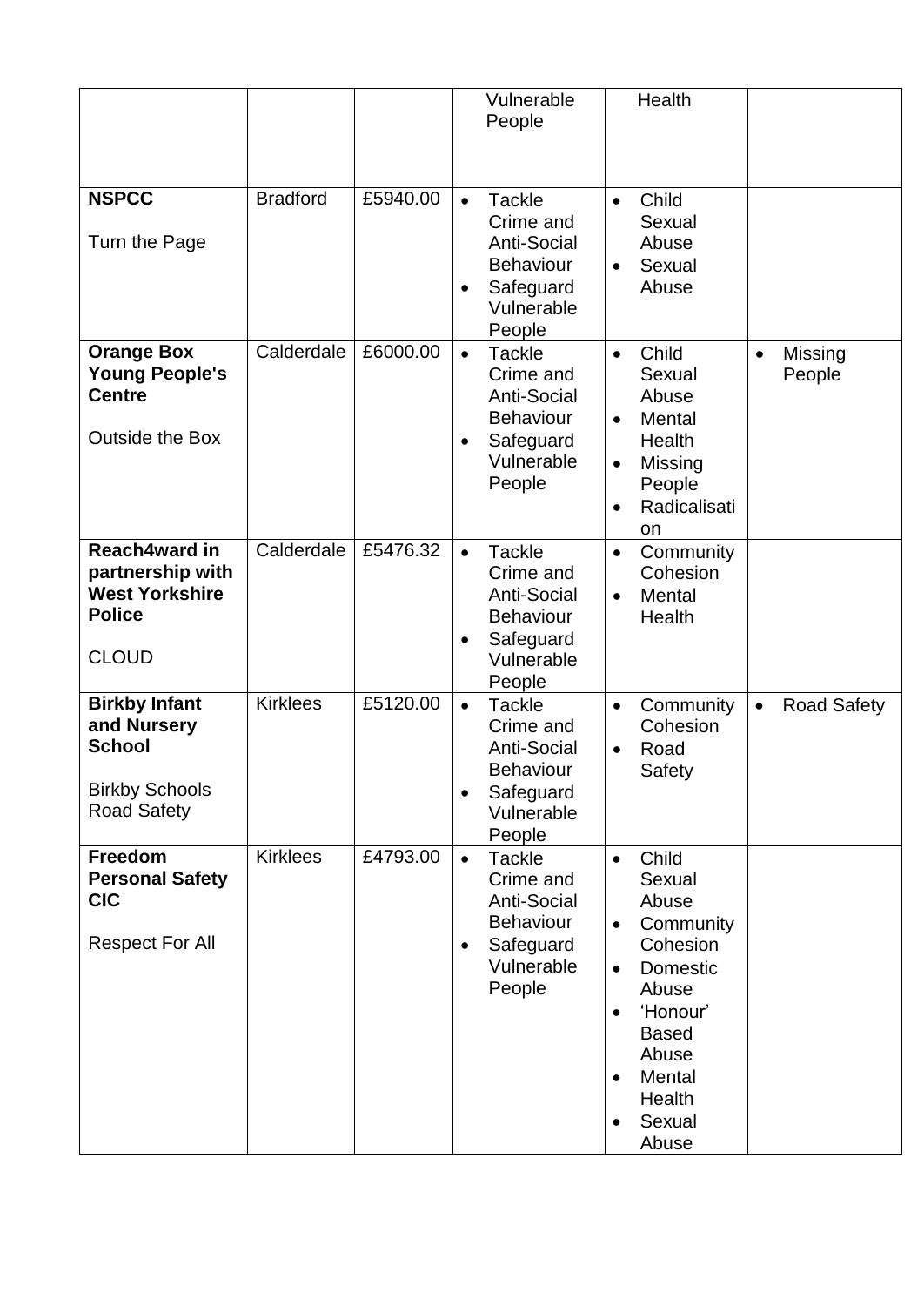| | | | Vulnerable People | Health | |
|---|---|---|---|---|---|
| **NSPCC**<br><br>Turn the Page | Bradford | £5940.00 | • Tackle Crime and Anti-Social Behaviour<br>• Safeguard Vulnerable People | • Child Sexual Abuse<br>• Sexual Abuse | |
| **Orange Box Young People's Centre**<br><br>Outside the Box | Calderdale | £6000.00 | • Tackle Crime and Anti-Social Behaviour<br>• Safeguard Vulnerable People | • Child Sexual Abuse<br>• Mental Health<br>• Missing People<br>• Radicalisation | • Missing People |
| **Reach4ward in partnership with West Yorkshire Police**<br><br>CLOUD | Calderdale | £5476.32 | • Tackle Crime and Anti-Social Behaviour<br>• Safeguard Vulnerable People | • Community Cohesion<br>• Mental Health | |
| **Birkby Infant and Nursery School**<br><br>Birkby Schools Road Safety | Kirklees | £5120.00 | • Tackle Crime and Anti-Social Behaviour<br>• Safeguard Vulnerable People | • Community Cohesion<br>• Road Safety | • Road Safety |
| **Freedom Personal Safety CIC**<br><br>Respect For All | Kirklees | £4793.00 | • Tackle Crime and Anti-Social Behaviour<br>• Safeguard Vulnerable People | • Child Sexual Abuse<br>• Community Cohesion<br>• Domestic Abuse<br>• 'Honour' Based Abuse<br>• Mental Health<br>• Sexual Abuse | |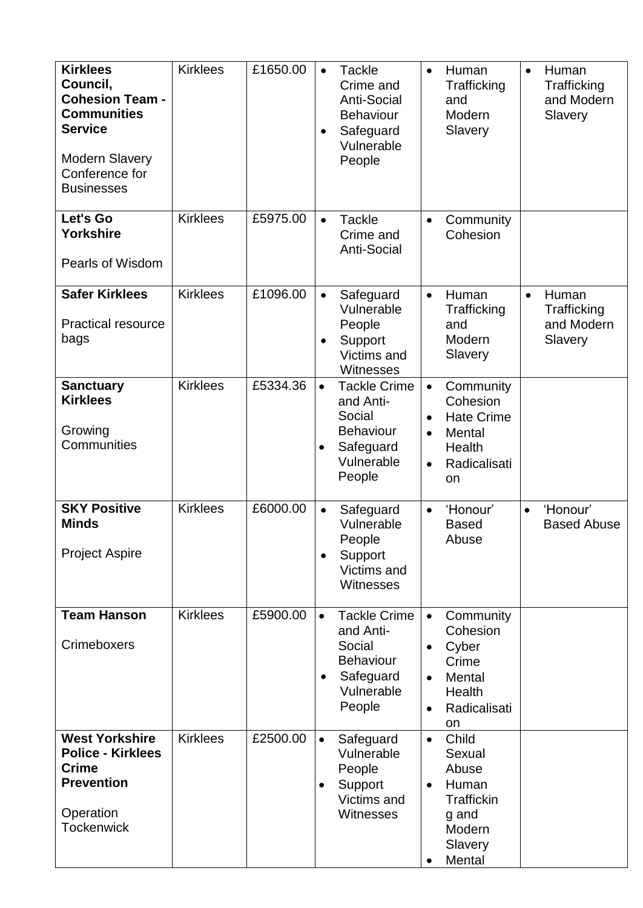| | | | | | |
|---|---|---|---|---|---|
| **Kirklees Council, Cohesion Team - Communities Service**<br><br>Modern Slavery Conference for Businesses | Kirklees | £1650.00 | • Tackle Crime and Anti-Social Behaviour<br>• Safeguard Vulnerable People | • Human Trafficking and Modern Slavery | • Human Trafficking and Modern Slavery |
| **Let's Go Yorkshire**<br><br>Pearls of Wisdom | Kirklees | £5975.00 | • Tackle Crime and Anti-Social | • Community Cohesion | |
| **Safer Kirklees**<br><br>Practical resource bags | Kirklees | £1096.00 | • Safeguard Vulnerable People<br>• Support Victims and Witnesses | • Human Trafficking and Modern Slavery | • Human Trafficking and Modern Slavery |
| **Sanctuary Kirklees**<br><br>Growing Communities | Kirklees | £5334.36 | • Tackle Crime and Anti-Social Behaviour<br>• Safeguard Vulnerable People | • Community Cohesion<br>• Hate Crime<br>• Mental Health<br>• Radicalisation | |
| **SKY Positive Minds**<br><br>Project Aspire | Kirklees | £6000.00 | • Safeguard Vulnerable People<br>• Support Victims and Witnesses | • 'Honour' Based Abuse | • 'Honour' Based Abuse |
| **Team Hanson**<br><br>Crimeboxers | Kirklees | £5900.00 | • Tackle Crime and Anti-Social Behaviour<br>• Safeguard Vulnerable People | • Community Cohesion<br>• Cyber Crime<br>• Mental Health<br>• Radicalisation | |
| **West Yorkshire Police - Kirklees Crime Prevention**<br><br>Operation Tockenwick | Kirklees | £2500.00 | • Safeguard Vulnerable People<br>• Support Victims and Witnesses | • Child Sexual Abuse<br>• Human Trafficking and Modern Slavery<br>• Mental | |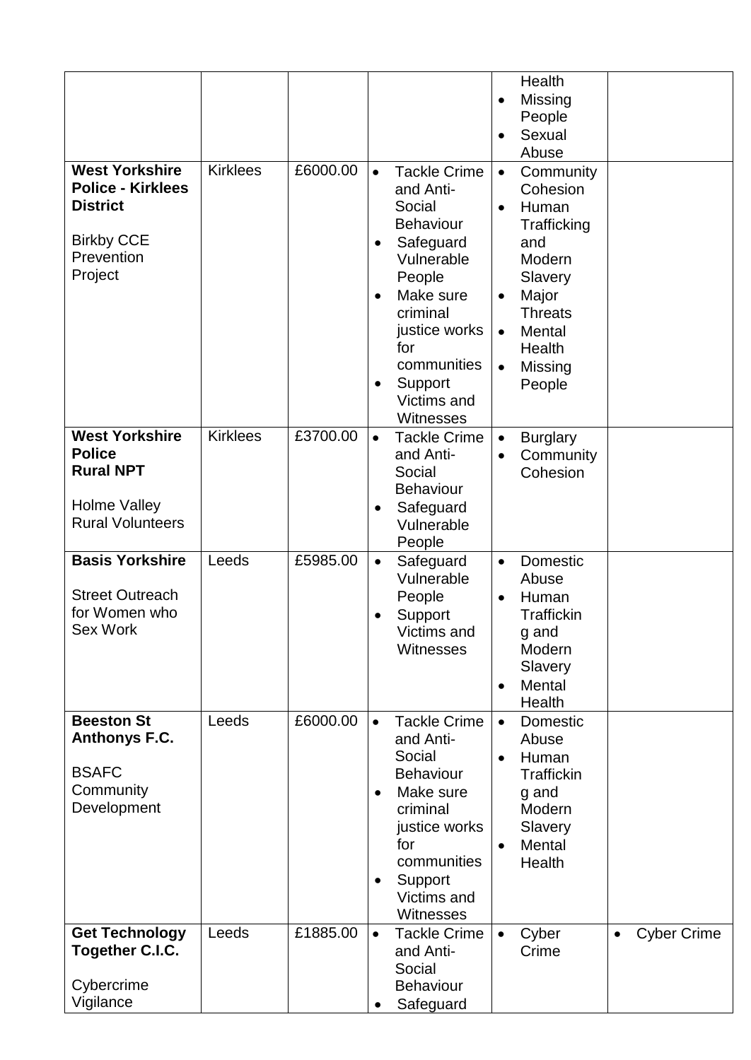| | | | | | |
|---|---|---|---|---|---|
| | | | | Health<br>• Missing People<br>• Sexual Abuse | |
| **West Yorkshire Police - Kirklees District**<br><br>Birkby CCE Prevention Project | Kirklees | £6000.00 | • Tackle Crime and Anti-Social Behaviour<br>• Safeguard Vulnerable People<br>• Make sure criminal justice works for communities<br>• Support Victims and Witnesses | • Community Cohesion<br>• Human Trafficking and Modern Slavery<br>• Major Threats<br>• Mental Health<br>• Missing People | |
| **West Yorkshire Police Rural NPT**<br><br>Holme Valley Rural Volunteers | Kirklees | £3700.00 | • Tackle Crime and Anti-Social Behaviour<br>• Safeguard Vulnerable People | • Burglary<br>• Community Cohesion | |
| **Basis Yorkshire**<br><br>Street Outreach for Women who Sex Work | Leeds | £5985.00 | • Safeguard Vulnerable People<br>• Support Victims and Witnesses | • Domestic Abuse<br>• Human Trafficking and Modern Slavery<br>• Mental Health | |
| **Beeston St Anthonys F.C.**<br><br>BSAFC Community Development | Leeds | £6000.00 | • Tackle Crime and Anti-Social Behaviour<br>• Make sure criminal justice works for communities<br>• Support Victims and Witnesses | • Domestic Abuse<br>• Human Trafficking and Modern Slavery<br>• Mental Health | |
| **Get Technology Together C.I.C.**<br><br>Cybercrime Vigilance | Leeds | £1885.00 | • Tackle Crime and Anti-Social Behaviour<br>• Safeguard | • Cyber Crime | • Cyber Crime |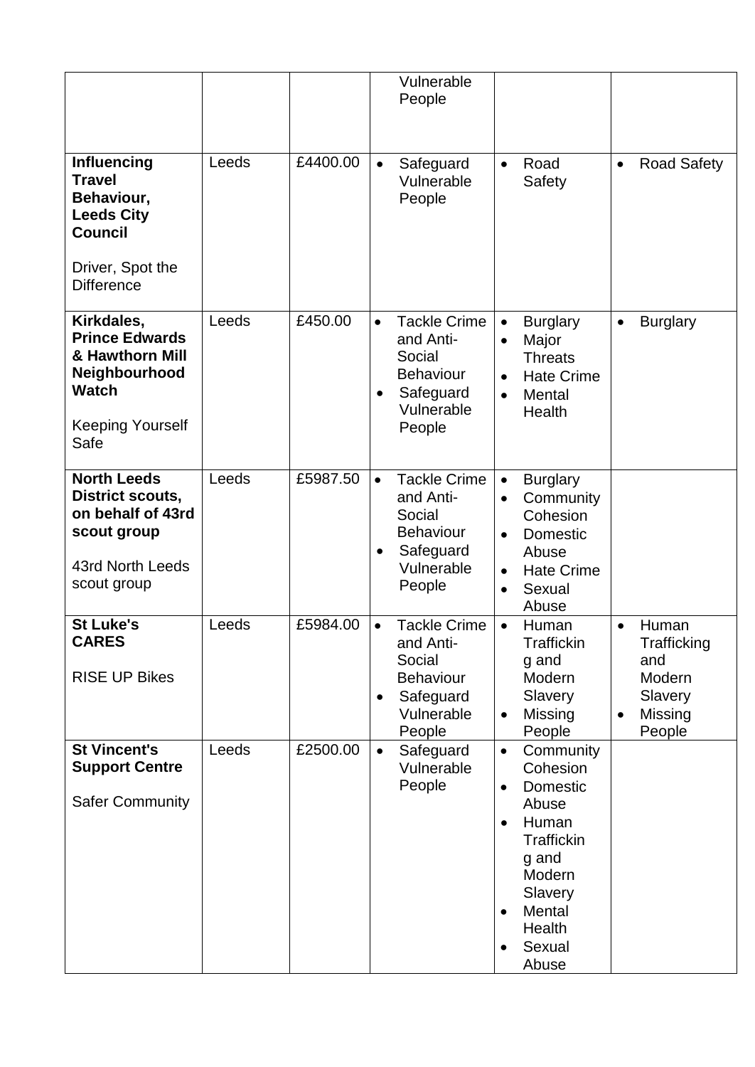| | | | Vulnerable People | | |
|---|---|---|---|---|---|
| **Influencing Travel Behaviour, Leeds City Council**<br><br>Driver, Spot the Difference | Leeds | £4400.00 | • Safeguard Vulnerable People | • Road Safety | • Road Safety |
| **Kirkdales, Prince Edwards & Hawthorn Mill Neighbourhood Watch**<br><br>Keeping Yourself Safe | Leeds | £450.00 | • Tackle Crime and Anti-Social Behaviour<br>• Safeguard Vulnerable People | • Burglary<br>• Major Threats<br>• Hate Crime<br>• Mental Health | • Burglary |
| **North Leeds District scouts, on behalf of 43rd scout group**<br><br>43rd North Leeds scout group | Leeds | £5987.50 | • Tackle Crime and Anti-Social Behaviour<br>• Safeguard Vulnerable People | • Burglary<br>• Community Cohesion<br>• Domestic Abuse<br>• Hate Crime<br>• Sexual Abuse | |
| **St Luke's CARES**<br><br>RISE UP Bikes | Leeds | £5984.00 | • Tackle Crime and Anti-Social Behaviour<br>• Safeguard Vulnerable People | • Human Trafficking and Modern Slavery<br>• Missing People | • Human Trafficking and Modern Slavery<br>• Missing People |
| **St Vincent's Support Centre**<br><br>Safer Community | Leeds | £2500.00 | • Safeguard Vulnerable People | • Community Cohesion<br>• Domestic Abuse<br>• Human Trafficking and Modern Slavery<br>• Mental Health<br>• Sexual Abuse | |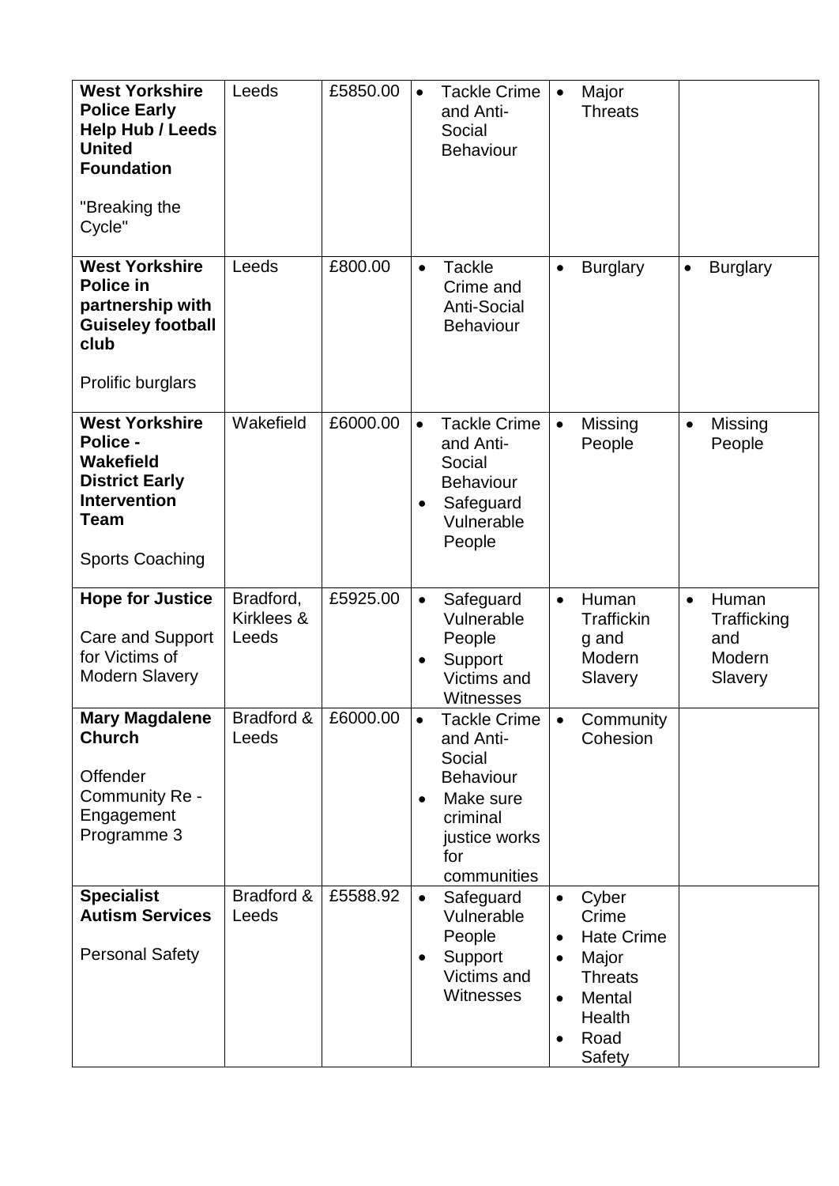| | | | | | |
|---|---|---|---|---|---|
| **West Yorkshire Police Early Help Hub / Leeds United Foundation**<br><br>"Breaking the Cycle" | Leeds | £5850.00 | • Tackle Crime and Anti-Social Behaviour | • Major Threats | |
| **West Yorkshire Police in partnership with Guiseley football club**<br><br>Prolific burglars | Leeds | £800.00 | • Tackle Crime and Anti-Social Behaviour | • Burglary | • Burglary |
| **West Yorkshire Police - Wakefield District Early Intervention Team**<br><br>Sports Coaching | Wakefield | £6000.00 | • Tackle Crime and Anti-Social Behaviour<br>• Safeguard Vulnerable People | • Missing People | • Missing People |
| **Hope for Justice**<br><br>Care and Support for Victims of Modern Slavery | Bradford, Kirklees & Leeds | £5925.00 | • Safeguard Vulnerable People<br>• Support Victims and Witnesses | • Human Trafficking and Modern Slavery | • Human Trafficking and Modern Slavery |
| **Mary Magdalene Church**<br><br>Offender Community Re - Engagement Programme 3 | Bradford & Leeds | £6000.00 | • Tackle Crime and Anti-Social Behaviour<br>• Make sure criminal justice works for communities | • Community Cohesion | |
| **Specialist Autism Services**<br><br>Personal Safety | Bradford & Leeds | £5588.92 | • Safeguard Vulnerable People<br>• Support Victims and Witnesses | • Cyber Crime<br>• Hate Crime<br>• Major Threats<br>• Mental Health<br>• Road Safety | |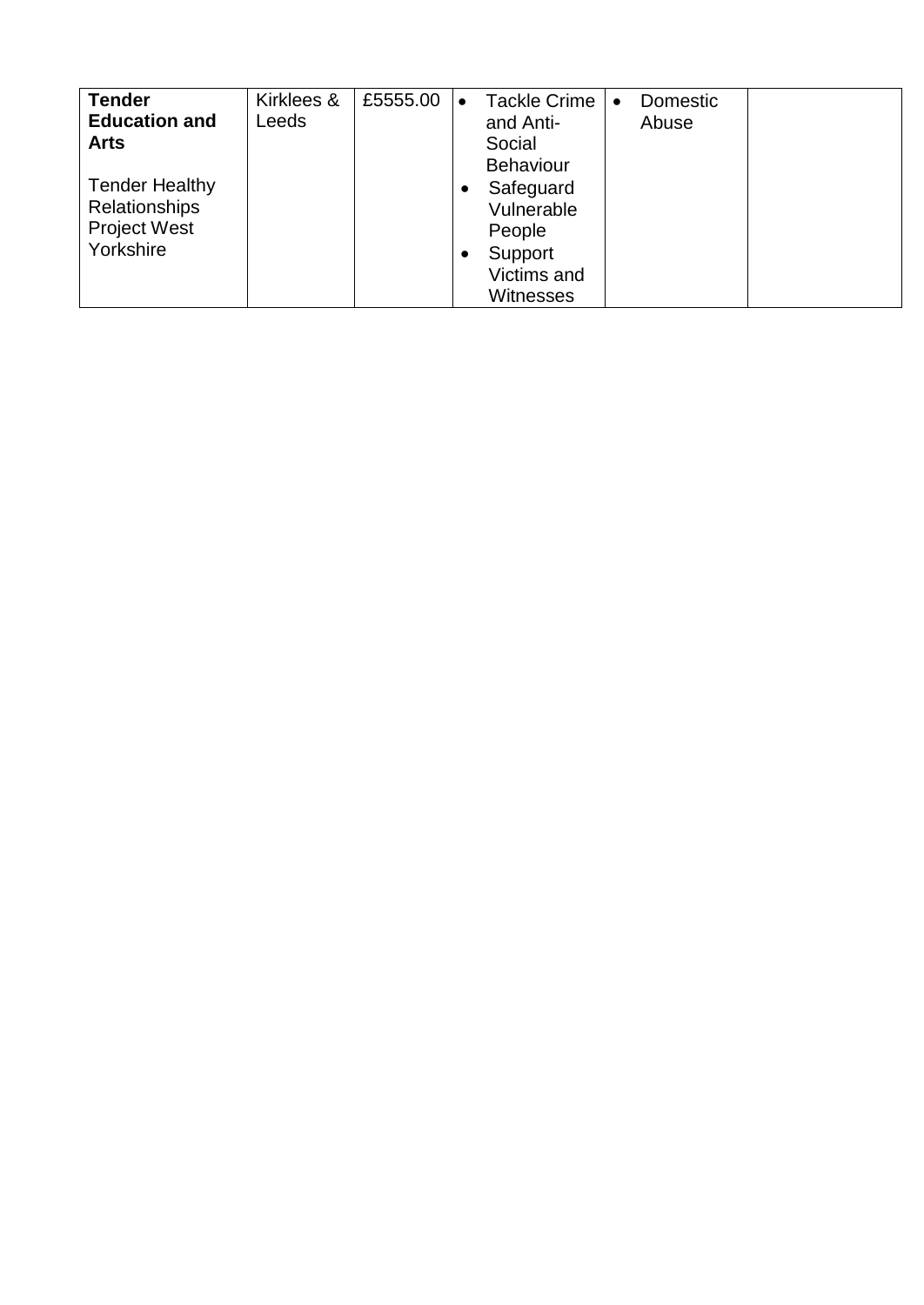| | | | | | |
|---|---|---|---|---|---|
| **Tender Education and Arts**<br><br>Tender Healthy Relationships Project West Yorkshire | Kirklees & Leeds | £5555.00 | • Tackle Crime and Anti-Social Behaviour<br>• Safeguard Vulnerable People<br>• Support Victims and Witnesses | • Domestic Abuse | |